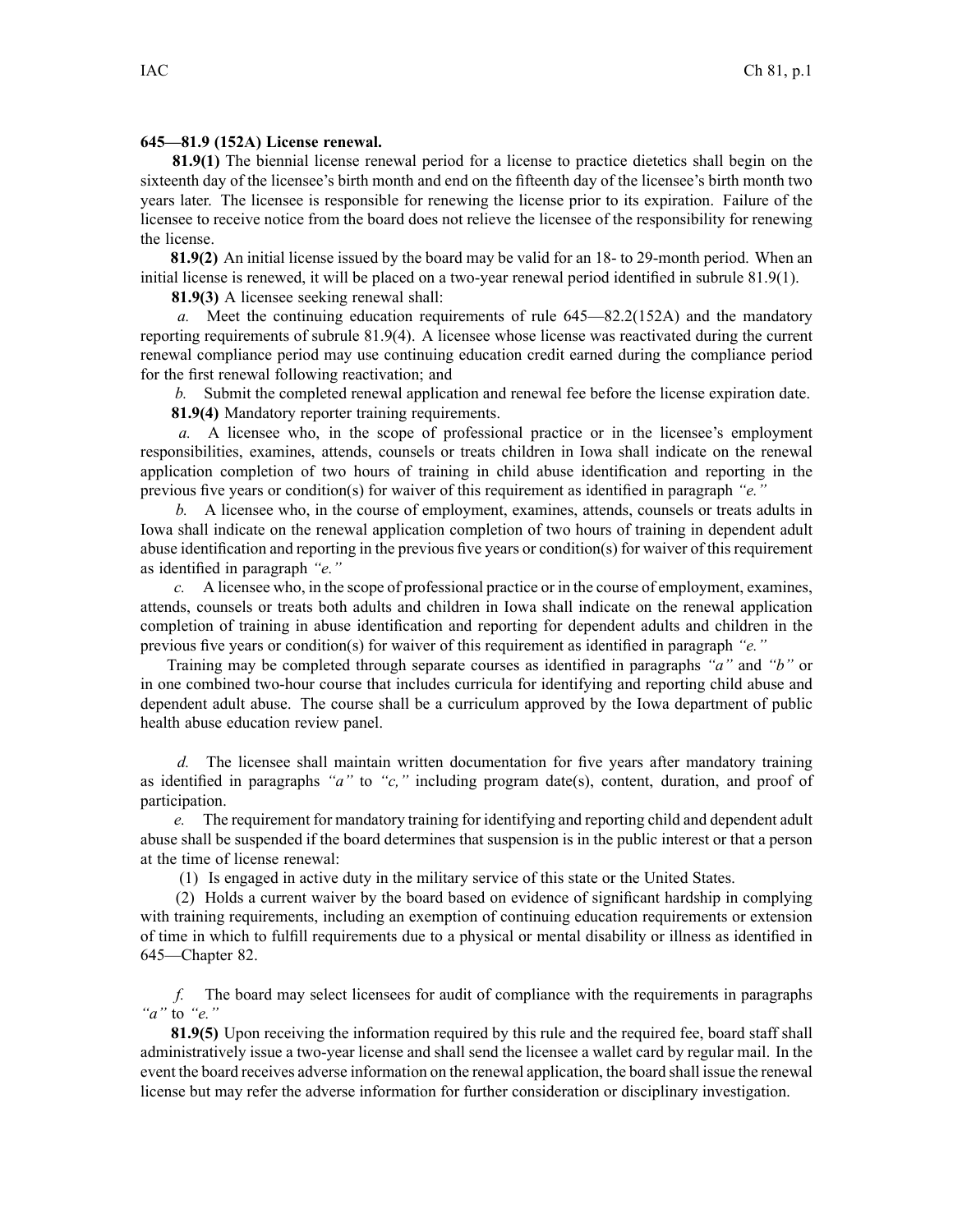**645—81.9 (152A) License renewal.**

**81.9(1)** The biennial license renewal period for a license to practice dietetics shall begin on the sixteenth day of the licensee's birth month and end on the fifteenth day of the licensee's birth month two years later. The licensee is responsible for renewing the license prior to its expiration. Failure of the licensee to receive notice from the board does not relieve the licensee of the responsibility for renewing the license.

**81.9(2)** An initial license issued by the board may be valid for an 18- to 29-month period. When an initial license is renewed, it will be placed on a two-year renewal period identified in subrule 81.9(1).

**81.9(3)** A licensee seeking renewal shall:

*a.* Meet the continuing education requirements of rule 645—82.2(152A) and the mandatory reporting requirements of subrule 81.9(4). A licensee whose license was reactivated during the current renewal compliance period may use continuing education credit earned during the compliance period for the first renewal following reactivation; and

*b.* Submit the completed renewal application and renewal fee before the license expiration date.

**81.9(4)** Mandatory reporter training requirements.

*a.* A licensee who, in the scope of professional practice or in the licensee's employment responsibilities, examines, attends, counsels or treats children in Iowa shall indicate on the renewal application completion of two hours of training in child abuse identification and reporting in the previous five years or condition(s) for waiver of this requirement as identified in paragraph *"e."*

*b.* A licensee who, in the course of employment, examines, attends, counsels or treats adults in Iowa shall indicate on the renewal application completion of two hours of training in dependent adult abuse identification and reporting in the previous five years or condition(s) for waiver of this requirement as identified in paragraph *"e."*

*c.* A licensee who, in the scope of professional practice or in the course of employment, examines, attends, counsels or treats both adults and children in Iowa shall indicate on the renewal application completion of training in abuse identification and reporting for dependent adults and children in the previous five years or condition(s) for waiver of this requirement as identified in paragraph *"e."*

Training may be completed through separate courses as identified in paragraphs *"a"* and *"b"* or in one combined two-hour course that includes curricula for identifying and reporting child abuse and dependent adult abuse. The course shall be a curriculum approved by the Iowa department of public health abuse education review panel.

*d.* The licensee shall maintain written documentation for five years after mandatory training as identified in paragraphs *"a"* to *"c,"* including program date(s), content, duration, and proof of participation.

*e.* The requirement for mandatory training for identifying and reporting child and dependent adult abuse shall be suspended if the board determines that suspension is in the public interest or that a person at the time of license renewal:

(1) Is engaged in active duty in the military service of this state or the United States.

(2) Holds a current waiver by the board based on evidence of significant hardship in complying with training requirements, including an exemption of continuing education requirements or extension of time in which to fulfill requirements due to a physical or mental disability or illness as identified in 645—Chapter 82.

*f.* The board may select licensees for audit of compliance with the requirements in paragraphs *"a"* to *"e."*

**81.9(5)** Upon receiving the information required by this rule and the required fee, board staff shall administratively issue a two-year license and shall send the licensee a wallet card by regular mail. In the event the board receives adverse information on the renewal application, the board shall issue the renewal license but may refer the adverse information for further consideration or disciplinary investigation.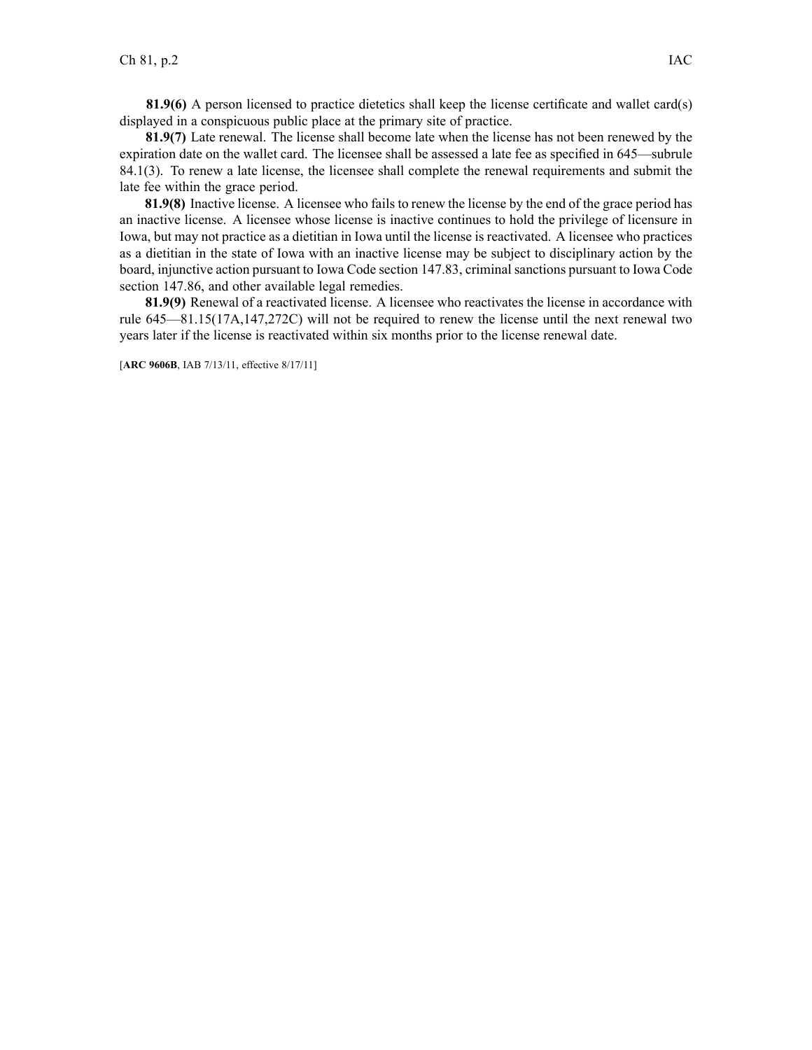**81.9(6)** A person licensed to practice dietetics shall keep the license certificate and wallet card(s) displayed in a conspicuous public place at the primary site of practice.

**81.9(7)** Late renewal. The license shall become late when the license has not been renewed by the expiration date on the wallet card. The licensee shall be assessed a late fee as specified in 645—subrule 84.1(3). To renew a late license, the licensee shall complete the renewal requirements and submit the late fee within the grace period.

**81.9(8)** Inactive license. A licensee who fails to renew the license by the end of the grace period has an inactive license. A licensee whose license is inactive continues to hold the privilege of licensure in Iowa, but may not practice as a dietitian in Iowa until the license is reactivated. A licensee who practices as a dietitian in the state of Iowa with an inactive license may be subject to disciplinary action by the board, injunctive action pursuant to Iowa Code section 147.83, criminal sanctions pursuant to Iowa Code section 147.86, and other available legal remedies.

**81.9(9)** Renewal of a reactivated license. A licensee who reactivates the license in accordance with rule 645—81.15(17A,147,272C) will not be required to renew the license until the next renewal two years later if the license is reactivated within six months prior to the license renewal date.

[**ARC 9606B**, IAB 7/13/11, effective 8/17/11]